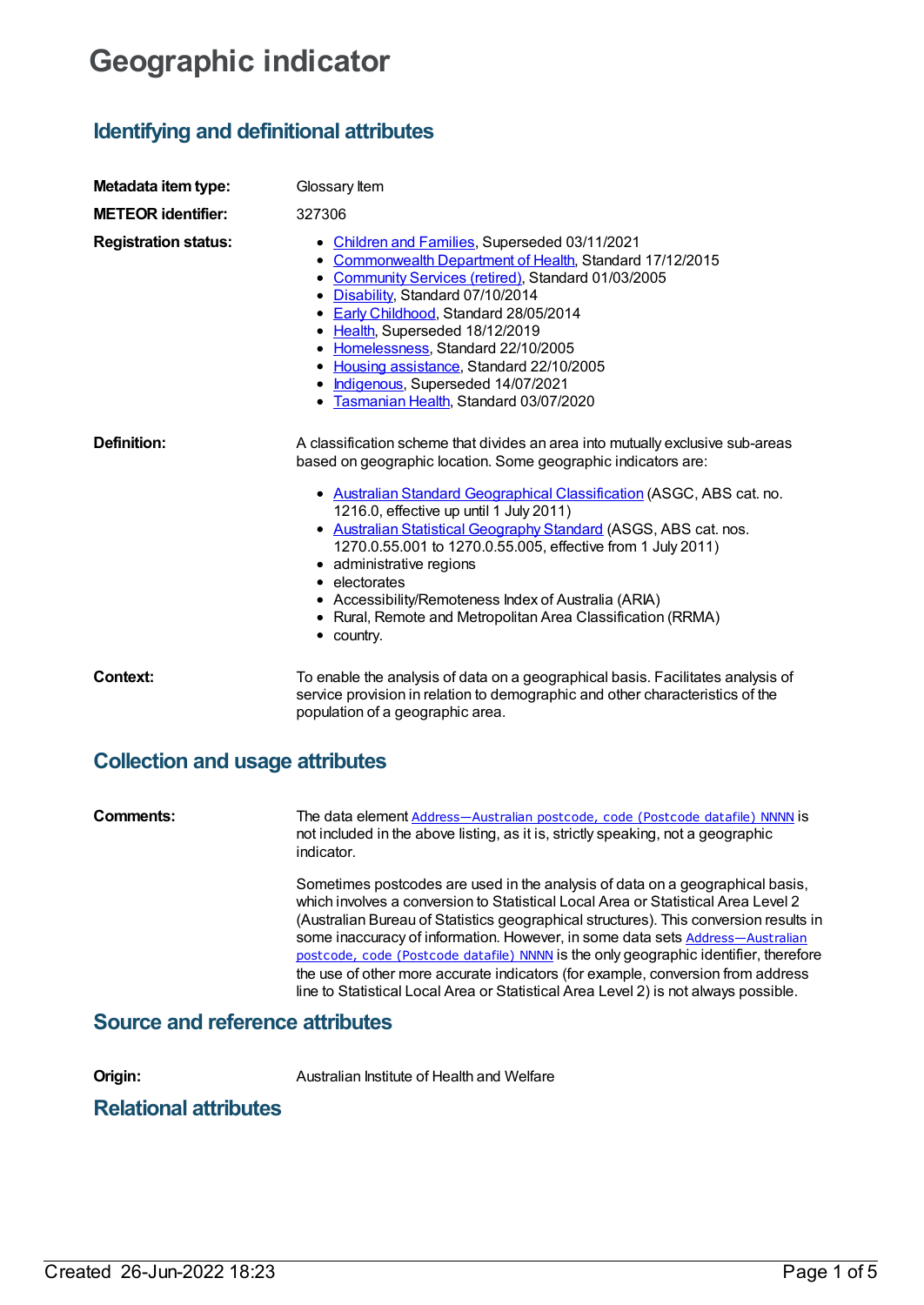# Geographic indicator

## Identifying and definitional attributes

**Metadata item type:** Glossary Item

**METEOR identifier:** 327306

**Registration status:**

- Children and Families, Superseded 03/11/2021
- Commonwealth Department of Health, Standard 17/12/2015
- Community Services (retired), Standard 01/03/2005
- Disability, Standard 07/10/2014
- Early Childhood, Standard 28/05/2014
- Health, Superseded 18/12/2019
- Homelessness, Standard 22/10/2005
- Housing assistance, Standard 22/10/2005
- Indigenous, Superseded 14/07/2021
- Tasmanian Health, Standard 03/07/2020

**Definition:** A classification scheme that divides an area into mutually exclusive sub-areas based on geographic location. Some geographic indicators are:

- Australian Standard Geographical Classification (ASGC, ABS cat. no. 1216.0, effective up until 1 July 2011)
- Australian Statistical Geography Standard (ASGS, ABS cat. nos. 1270.0.55.001 to 1270.0.55.005, effective from 1 July 2011)
- administrative regions
- electorates
- Accessibility/Remoteness Index of Australia (ARIA)
- Rural, Remote and Metropolitan Area Classification (RRMA)
- country.

**Context:** To enable the analysis of data on a geographical basis. Facilitates analysis of service provision in relation to demographic and other characteristics of the population of a geographic area.

## Collection and usage attributes

**Comments:** The data element Address—Australian postcode, code (Postcode datafile) NNNN is not included in the above listing, as it is, strictly speaking, not a geographic indicator.

Sometimes postcodes are used in the analysis of data on a geographical basis, which involves a conversion to Statistical Local Area or Statistical Area Level 2 (Australian Bureau of Statistics geographical structures). This conversion results in some inaccuracy of information. However, in some data sets Address—Australian postcode, code (Postcode datafile) NNNN is the only geographic identifier, therefore the use of other more accurate indicators (for example, conversion from address line to Statistical Local Area or Statistical Area Level 2) is not always possible.

## Source and reference attributes

**Origin:** Australian Institute of Health and Welfare

## Relational attributes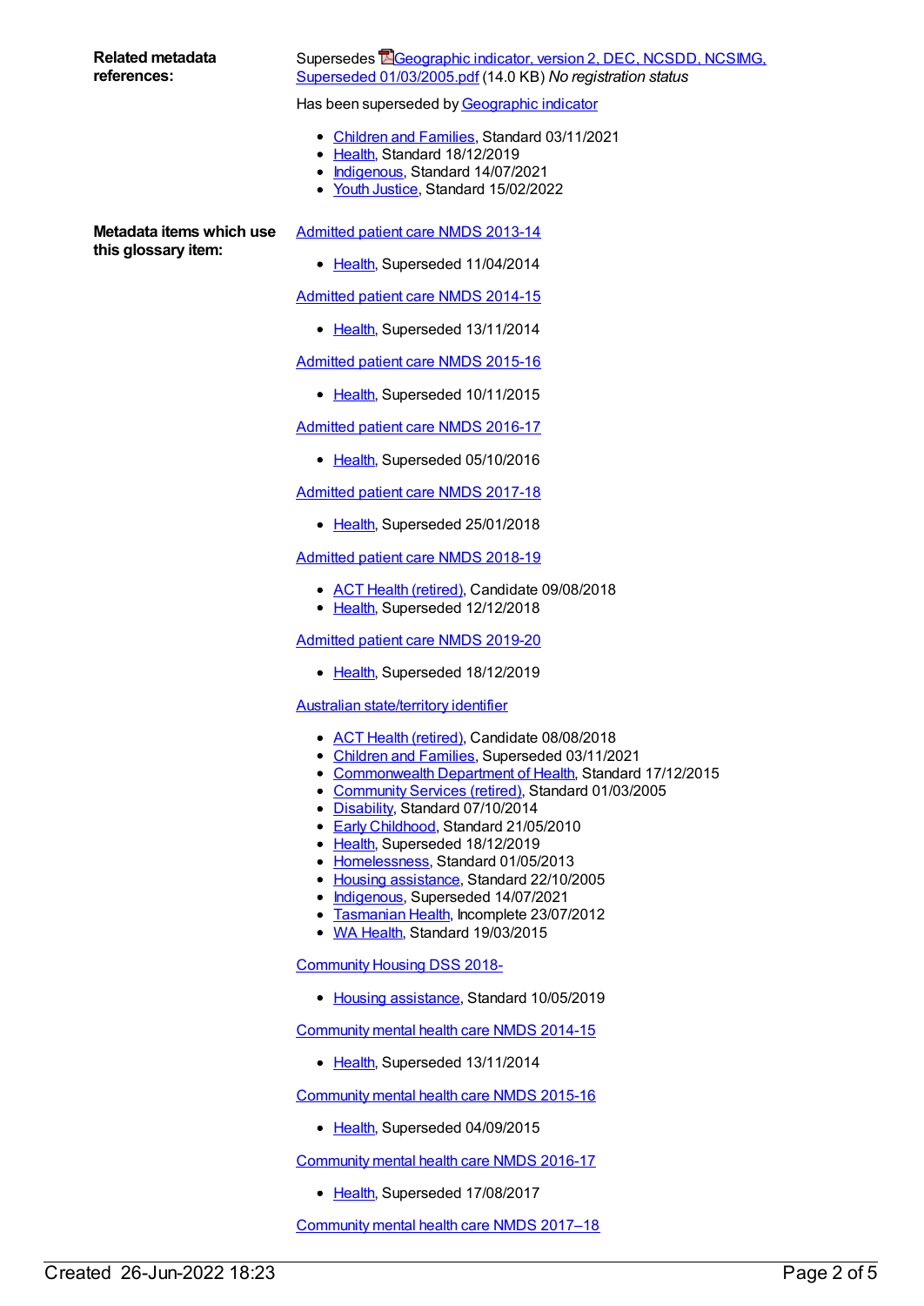**Related metadata references:**

Supersedes Geographic indicator, version 2, DEC, NCSDD, NCSIMG, Superseded 01/03/2005.pdf (14.0 KB) *No registration status*

Has been superseded by Geographic indicator

- Children and Families, Standard 03/11/2021
- Health, Standard 18/12/2019
- Indigenous, Standard 14/07/2021
- Youth Justice, Standard 15/02/2022

**Metadata items which use this glossary item:**

Admitted patient care NMDS 2013-14

- Health, Superseded 11/04/2014

Admitted patient care NMDS 2014-15

- Health, Superseded 13/11/2014

Admitted patient care NMDS 2015-16

- Health, Superseded 10/11/2015

Admitted patient care NMDS 2016-17

- Health, Superseded 05/10/2016

Admitted patient care NMDS 2017-18

- Health, Superseded 25/01/2018

Admitted patient care NMDS 2018-19

- ACT Health (retired), Candidate 09/08/2018
- Health, Superseded 12/12/2018

Admitted patient care NMDS 2019-20

- Health, Superseded 18/12/2019

Australian state/territory identifier

- ACT Health (retired), Candidate 08/08/2018
- Children and Families, Superseded 03/11/2021
- Commonwealth Department of Health, Standard 17/12/2015
- Community Services (retired), Standard 01/03/2005
- Disability, Standard 07/10/2014
- Early Childhood, Standard 21/05/2010
- Health, Superseded 18/12/2019
- Homelessness, Standard 01/05/2013
- Housing assistance, Standard 22/10/2005
- Indigenous, Superseded 14/07/2021
- Tasmanian Health, Incomplete 23/07/2012
- WA Health, Standard 19/03/2015

Community Housing DSS 2018-

- Housing assistance, Standard 10/05/2019

Community mental health care NMDS 2014-15

- Health, Superseded 13/11/2014

Community mental health care NMDS 2015-16

- Health, Superseded 04/09/2015

Community mental health care NMDS 2016-17

- Health, Superseded 17/08/2017

Community mental health care NMDS 2017–18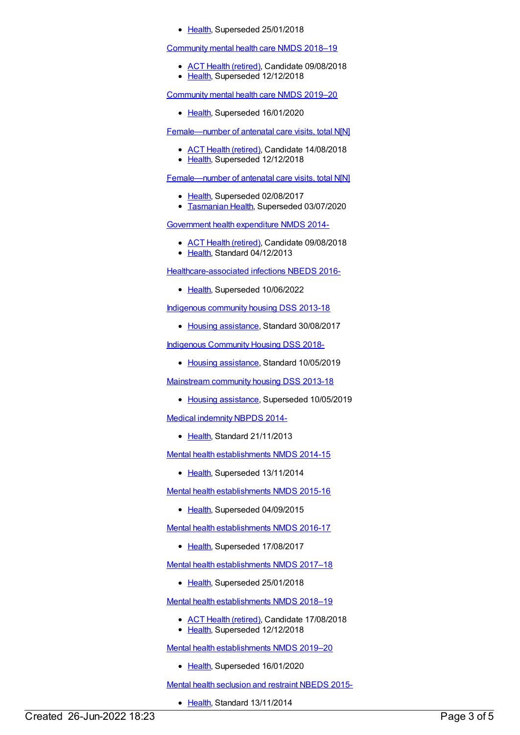- Health, Superseded 25/01/2018

Community mental health care NMDS 2018–19

- ACT Health (retired), Candidate 09/08/2018
- Health, Superseded 12/12/2018

Community mental health care NMDS 2019–20

- Health, Superseded 16/01/2020

Female—number of antenatal care visits, total N[N]

- ACT Health (retired), Candidate 14/08/2018
- Health, Superseded 12/12/2018

Female—number of antenatal care visits, total N[N]

- Health, Superseded 02/08/2017
- Tasmanian Health, Superseded 03/07/2020

Government health expenditure NMDS 2014-

- ACT Health (retired), Candidate 09/08/2018
- Health, Standard 04/12/2013

Healthcare-associated infections NBEDS 2016-

- Health, Superseded 10/06/2022

Indigenous community housing DSS 2013-18

- Housing assistance, Standard 30/08/2017

Indigenous Community Housing DSS 2018-

- Housing assistance, Standard 10/05/2019

Mainstream community housing DSS 2013-18

- Housing assistance, Superseded 10/05/2019

Medical indemnity NBPDS 2014-

- Health, Standard 21/11/2013

Mental health establishments NMDS 2014-15

- Health, Superseded 13/11/2014

Mental health establishments NMDS 2015-16

- Health, Superseded 04/09/2015

Mental health establishments NMDS 2016-17

- Health, Superseded 17/08/2017

Mental health establishments NMDS 2017–18

- Health, Superseded 25/01/2018

Mental health establishments NMDS 2018–19

- ACT Health (retired), Candidate 17/08/2018
- Health, Superseded 12/12/2018

Mental health establishments NMDS 2019–20

- Health, Superseded 16/01/2020

Mental health seclusion and restraint NBEDS 2015-

- Health, Standard 13/11/2014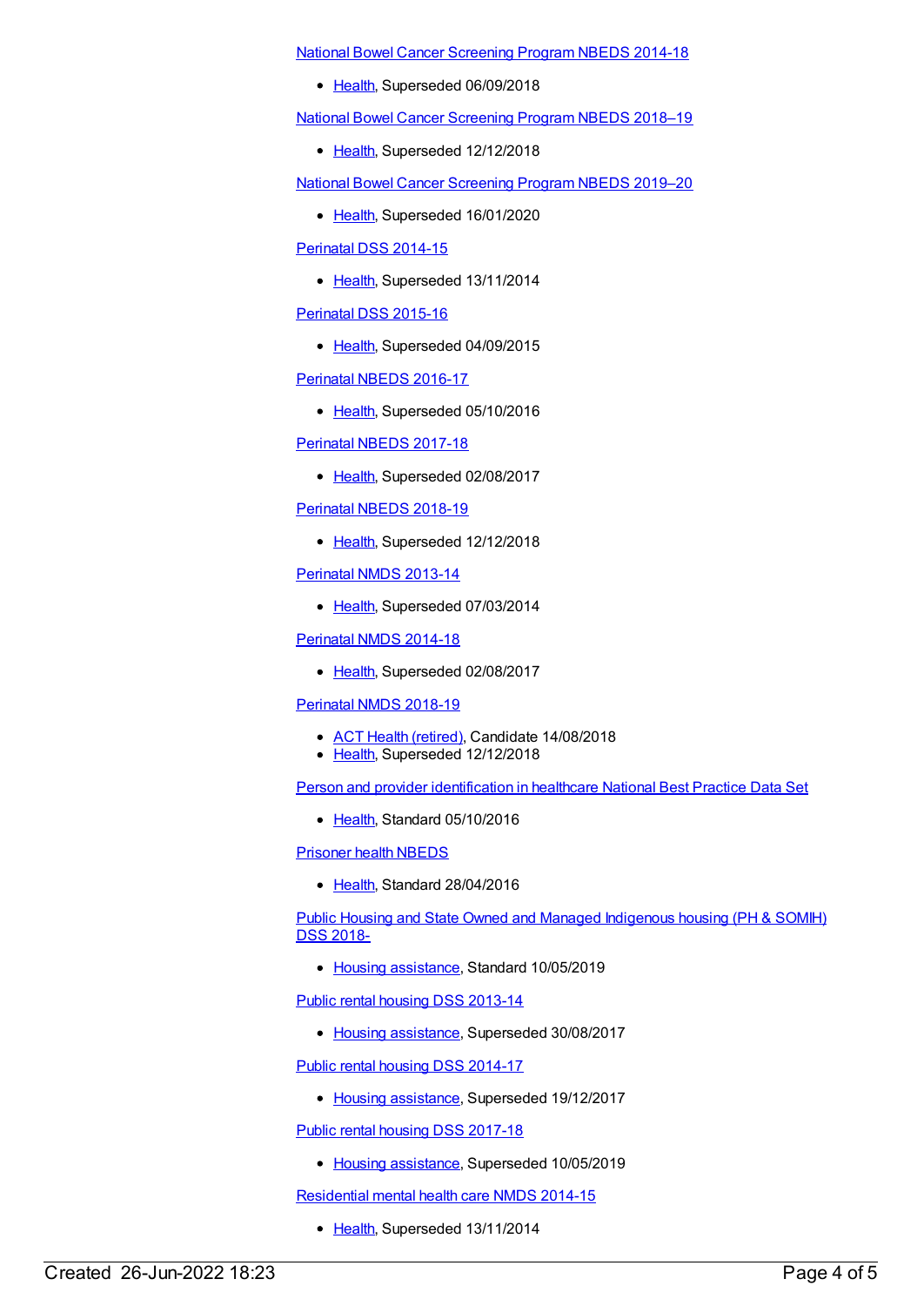National Bowel Cancer Screening Program NBEDS 2014-18

- Health, Superseded 06/09/2018

National Bowel Cancer Screening Program NBEDS 2018–19

- Health, Superseded 12/12/2018

National Bowel Cancer Screening Program NBEDS 2019–20

- Health, Superseded 16/01/2020

Perinatal DSS 2014-15

- Health, Superseded 13/11/2014

Perinatal DSS 2015-16

- Health, Superseded 04/09/2015

Perinatal NBEDS 2016-17

- Health, Superseded 05/10/2016

Perinatal NBEDS 2017-18

- Health, Superseded 02/08/2017

Perinatal NBEDS 2018-19

- Health, Superseded 12/12/2018

Perinatal NMDS 2013-14

- Health, Superseded 07/03/2014

Perinatal NMDS 2014-18

- Health, Superseded 02/08/2017

Perinatal NMDS 2018-19

- ACT Health (retired), Candidate 14/08/2018
- Health, Superseded 12/12/2018

Person and provider identification in healthcare National Best Practice Data Set

- Health, Standard 05/10/2016

Prisoner health NBEDS

- Health, Standard 28/04/2016

Public Housing and State Owned and Managed Indigenous housing (PH & SOMIH) DSS 2018-

- Housing assistance, Standard 10/05/2019

Public rental housing DSS 2013-14

- Housing assistance, Superseded 30/08/2017

Public rental housing DSS 2014-17

- Housing assistance, Superseded 19/12/2017

Public rental housing DSS 2017-18

- Housing assistance, Superseded 10/05/2019

Residential mental health care NMDS 2014-15

- Health, Superseded 13/11/2014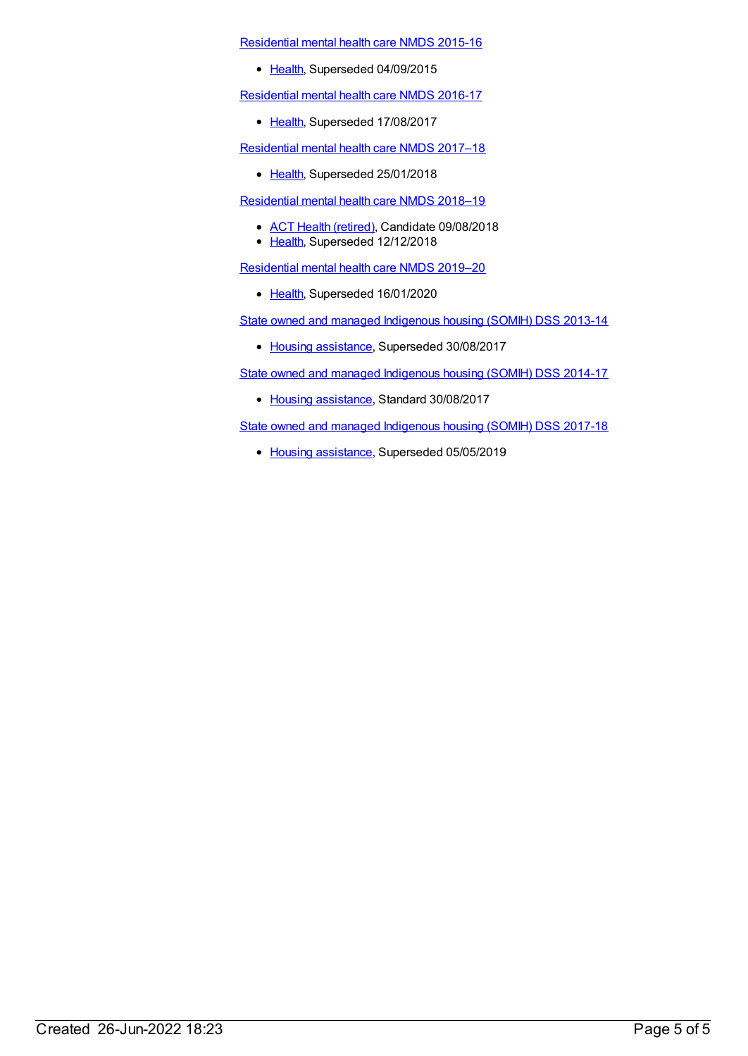Residential mental health care NMDS 2015-16

- Health, Superseded 04/09/2015

Residential mental health care NMDS 2016-17

- Health, Superseded 17/08/2017

Residential mental health care NMDS 2017–18

- Health, Superseded 25/01/2018

Residential mental health care NMDS 2018–19

- ACT Health (retired), Candidate 09/08/2018
- Health, Superseded 12/12/2018

Residential mental health care NMDS 2019–20

- Health, Superseded 16/01/2020

State owned and managed Indigenous housing (SOMIH) DSS 2013-14

- Housing assistance, Superseded 30/08/2017

State owned and managed Indigenous housing (SOMIH) DSS 2014-17

- Housing assistance, Standard 30/08/2017

State owned and managed Indigenous housing (SOMIH) DSS 2017-18

- Housing assistance, Superseded 05/05/2019